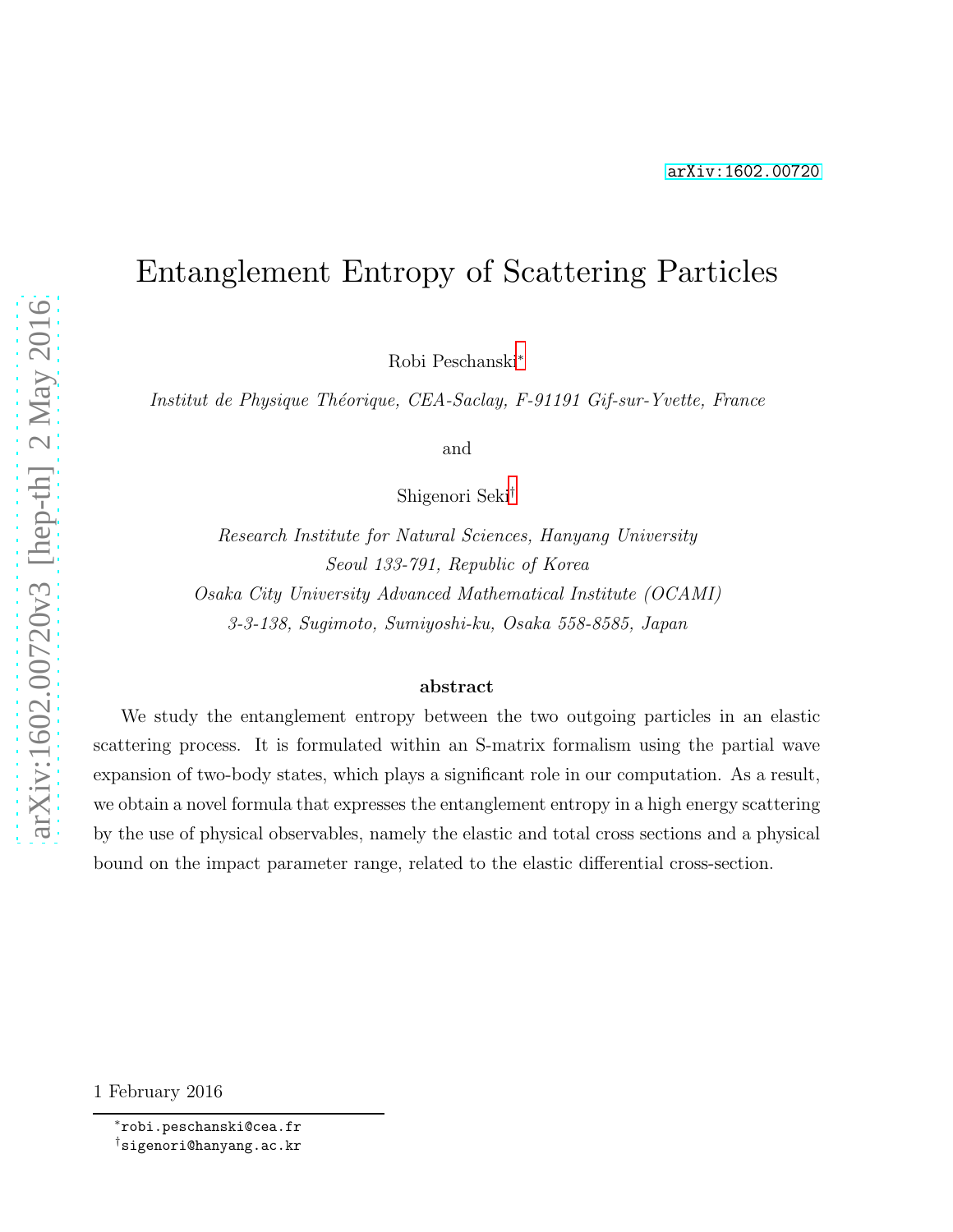arXiv:1602.00720

# Entanglement Entropy of Scattering Particles

Robi Peschanski[*]

*Institut de Physique Théorique, CEA-Saclay, F-91191 Gif-sur-Yvette, France*

and

Shigenori Seki[†]

*Research Institute for Natural Sciences, Hanyang University*
*Seoul 133-791, Republic of Korea*
*Osaka City University Advanced Mathematical Institute (OCAMI)*
*3-3-138, Sugimoto, Sumiyoshi-ku, Osaka 558-8585, Japan*

**abstract**

We study the entanglement entropy between the two outgoing particles in an elastic scattering process. It is formulated within an S-matrix formalism using the partial wave expansion of two-body states, which plays a significant role in our computation. As a result, we obtain a novel formula that expresses the entanglement entropy in a high energy scattering by the use of physical observables, namely the elastic and total cross sections and a physical bound on the impact parameter range, related to the elastic differential cross-section.

1 February 2016

[*]robi.peschanski@cea.fr
[†]sigenori@hanyang.ac.kr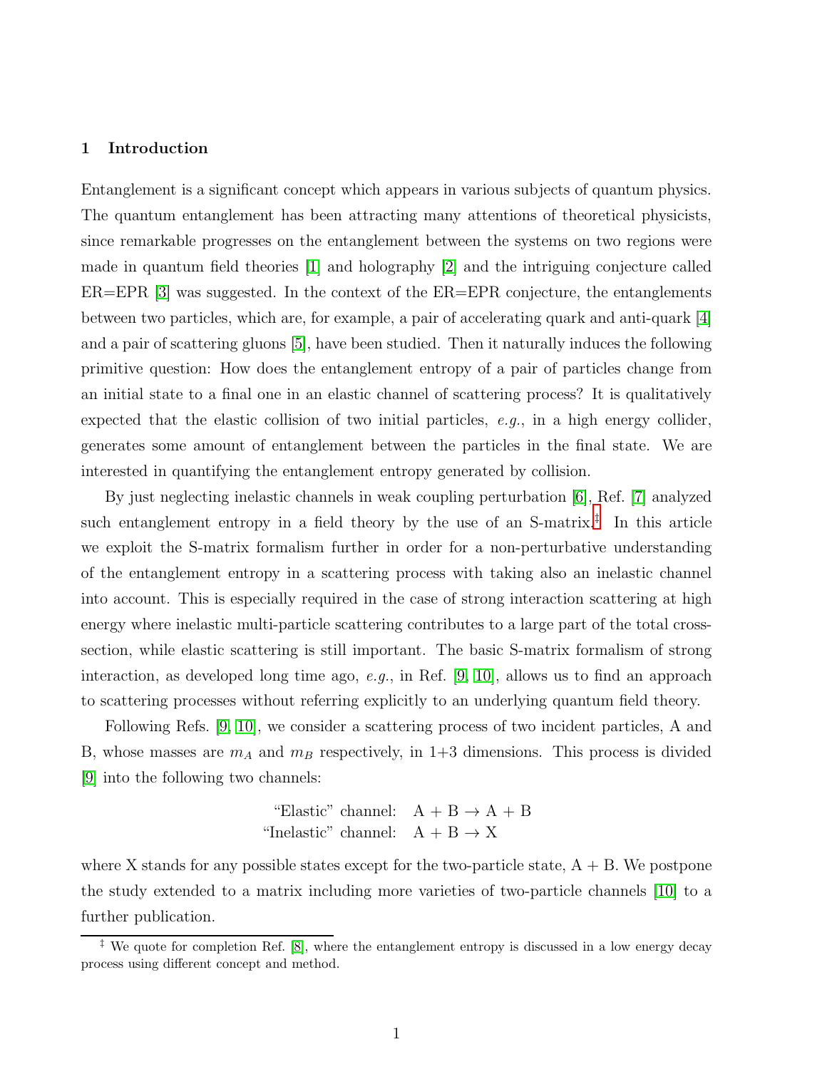## 1 Introduction

Entanglement is a significant concept which appears in various subjects of quantum physics. The quantum entanglement has been attracting many attentions of theoretical physicists, since remarkable progresses on the entanglement between the systems on two regions were made in quantum field theories [1] and holography [2] and the intriguing conjecture called ER=EPR [3] was suggested. In the context of the ER=EPR conjecture, the entanglements between two particles, which are, for example, a pair of accelerating quark and anti-quark [4] and a pair of scattering gluons [5], have been studied. Then it naturally induces the following primitive question: How does the entanglement entropy of a pair of particles change from an initial state to a final one in an elastic channel of scattering process? It is qualitatively expected that the elastic collision of two initial particles, *e.g.*, in a high energy collider, generates some amount of entanglement between the particles in the final state. We are interested in quantifying the entanglement entropy generated by collision.

By just neglecting inelastic channels in weak coupling perturbation [6], Ref. [7] analyzed such entanglement entropy in a field theory by the use of an S-matrix.[‡] In this article we exploit the S-matrix formalism further in order for a non-perturbative understanding of the entanglement entropy in a scattering process with taking also an inelastic channel into account. This is especially required in the case of strong interaction scattering at high energy where inelastic multi-particle scattering contributes to a large part of the total cross-section, while elastic scattering is still important. The basic S-matrix formalism of strong interaction, as developed long time ago, *e.g.*, in Ref. [9, 10], allows us to find an approach to scattering processes without referring explicitly to an underlying quantum field theory.

Following Refs. [9, 10], we consider a scattering process of two incident particles, A and B, whose masses are $m_A$ and $m_B$ respectively, in 1+3 dimensions. This process is divided [9] into the following two channels:

$$
\begin{aligned}
\text{“Elastic” channel:} \quad & \mathrm{A} + \mathrm{B} \rightarrow \mathrm{A} + \mathrm{B} \\
\text{“Inelastic” channel:} \quad & \mathrm{A} + \mathrm{B} \rightarrow \mathrm{X}
\end{aligned}
$$

where X stands for any possible states except for the two-particle state, A + B. We postpone the study extended to a matrix including more varieties of two-particle channels [10] to a further publication.

[‡] We quote for completion Ref. [8], where the entanglement entropy is discussed in a low energy decay process using different concept and method.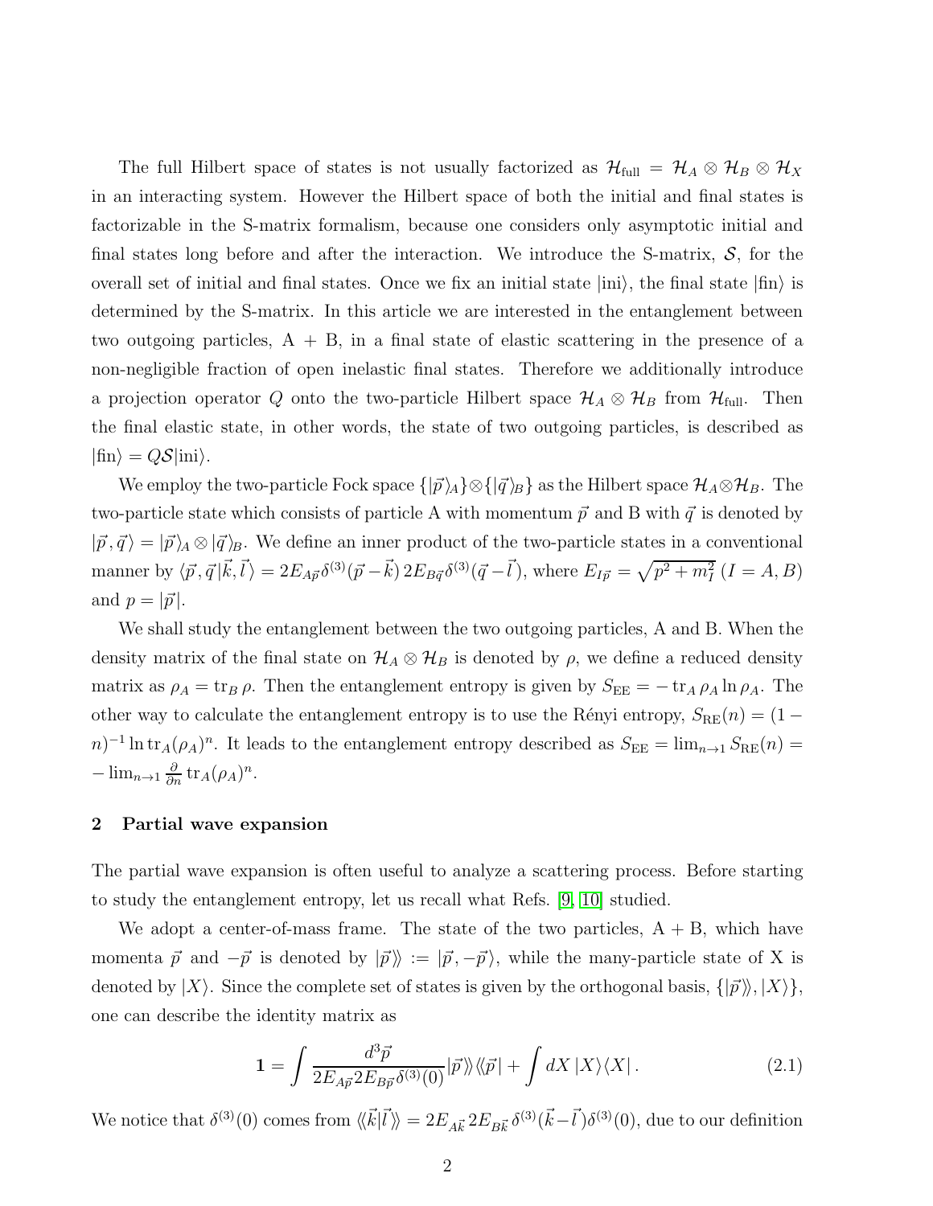The full Hilbert space of states is not usually factorized as $\mathcal{H}_{\text{full}} = \mathcal{H}_A \otimes \mathcal{H}_B \otimes \mathcal{H}_X$ in an interacting system. However the Hilbert space of both the initial and final states is factorizable in the S-matrix formalism, because one considers only asymptotic initial and final states long before and after the interaction. We introduce the S-matrix, $\mathcal{S}$, for the overall set of initial and final states. Once we fix an initial state $|\text{ini}\rangle$, the final state $|\text{fin}\rangle$ is determined by the S-matrix. In this article we are interested in the entanglement between two outgoing particles, A + B, in a final state of elastic scattering in the presence of a non-negligible fraction of open inelastic final states. Therefore we additionally introduce a projection operator $Q$ onto the two-particle Hilbert space $\mathcal{H}_A \otimes \mathcal{H}_B$ from $\mathcal{H}_{\text{full}}$. Then the final elastic state, in other words, the state of two outgoing particles, is described as $|\text{fin}\rangle = Q\mathcal{S}|\text{ini}\rangle$.

We employ the two-particle Fock space $\{|\vec{p}\rangle_A\} \otimes \{|\vec{q}\rangle_B\}$ as the Hilbert space $\mathcal{H}_A \otimes \mathcal{H}_B$. The two-particle state which consists of particle A with momentum $\vec{p}$ and B with $\vec{q}$ is denoted by $|\vec{p}, \vec{q}\rangle = |\vec{p}\rangle_A \otimes |\vec{q}\rangle_B$. We define an inner product of the two-particle states in a conventional manner by $\langle \vec{p}, \vec{q}|\vec{k}, \vec{l}\rangle = 2E_{A\vec{p}}\delta^{(3)}(\vec{p} - \vec{k})\, 2E_{B\vec{q}}\delta^{(3)}(\vec{q} - \vec{l})$, where $E_{I\vec{p}} = \sqrt{p^2 + m_I^2}$ $(I = A, B)$ and $p = |\vec{p}|$.

We shall study the entanglement between the two outgoing particles, A and B. When the density matrix of the final state on $\mathcal{H}_A \otimes \mathcal{H}_B$ is denoted by $\rho$, we define a reduced density matrix as $\rho_A = \text{tr}_B\, \rho$. Then the entanglement entropy is given by $S_{\text{EE}} = -\,\text{tr}_A\, \rho_A \ln \rho_A$. The other way to calculate the entanglement entropy is to use the Rényi entropy, $S_{\text{RE}}(n) = (1 - n)^{-1} \ln \text{tr}_A(\rho_A)^n$. It leads to the entanglement entropy described as $S_{\text{EE}} = \lim_{n\to 1} S_{\text{RE}}(n) = -\lim_{n\to 1} \frac{\partial}{\partial n}\, \text{tr}_A(\rho_A)^n$.

## 2 Partial wave expansion

The partial wave expansion is often useful to analyze a scattering process. Before starting to study the entanglement entropy, let us recall what Refs. [9, 10] studied.

We adopt a center-of-mass frame. The state of the two particles, A + B, which have momenta $\vec{p}$ and $-\vec{p}$ is denoted by $|\vec{p}\rangle\rangle := |\vec{p}, -\vec{p}\rangle$, while the many-particle state of X is denoted by $|X\rangle$. Since the complete set of states is given by the orthogonal basis, $\{|\vec{p}\rangle\rangle, |X\rangle\}$, one can describe the identity matrix as

$$\mathbf{1} = \int \frac{d^3\vec{p}}{2E_{A\vec{p}} 2E_{B\vec{p}}\delta^{(3)}(0)} |\vec{p}\rangle\rangle\langle\langle\vec{p}| + \int dX\, |X\rangle\langle X|\,. \tag{2.1}$$

We notice that $\delta^{(3)}(0)$ comes from $\langle\langle\vec{k}|\vec{l}\rangle\rangle = 2E_{A\vec{k}}\, 2E_{B\vec{k}}\, \delta^{(3)}(\vec{k} - \vec{l})\delta^{(3)}(0)$, due to our definition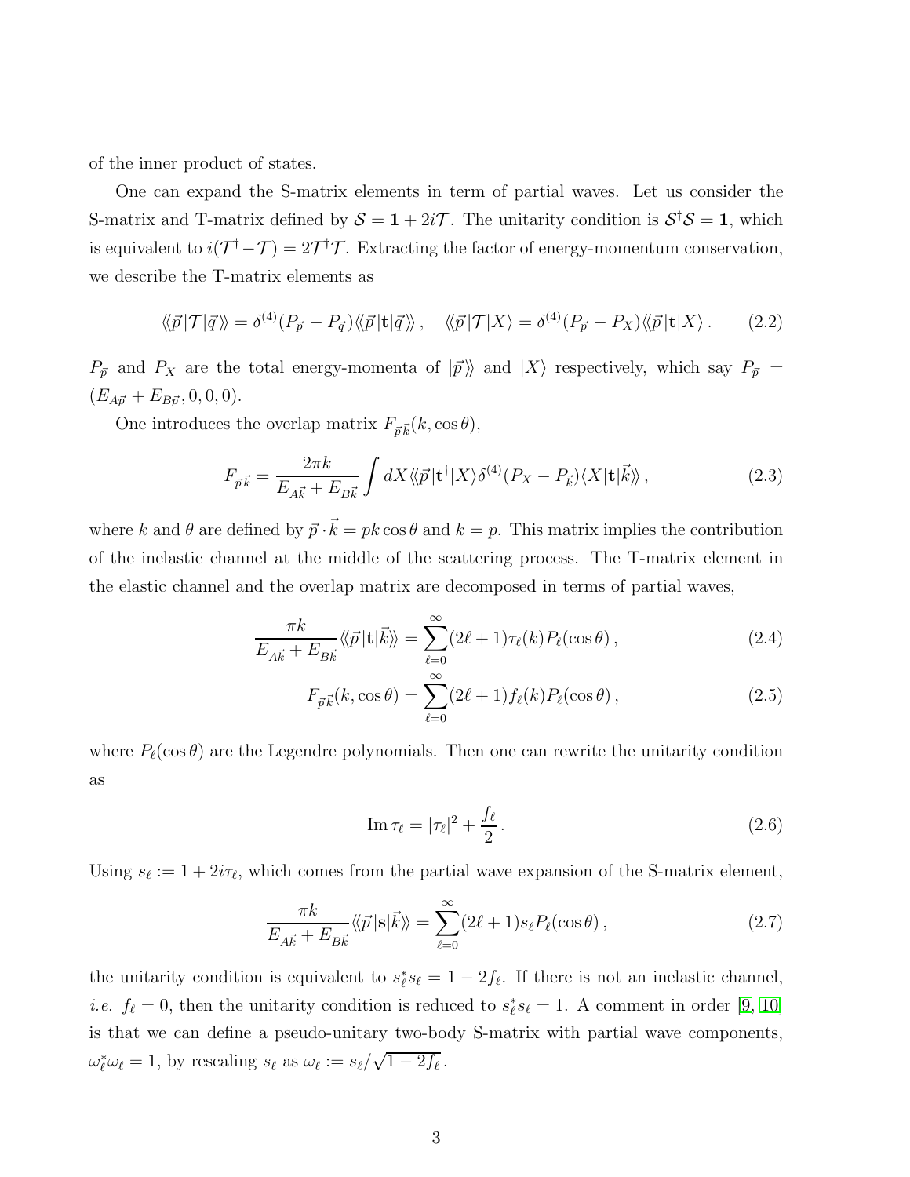of the inner product of states.

One can expand the S-matrix elements in term of partial waves. Let us consider the S-matrix and T-matrix defined by $\mathcal{S} = \mathbf{1} + 2i\mathcal{T}$. The unitarity condition is $\mathcal{S}^\dagger \mathcal{S} = \mathbf{1}$, which is equivalent to $i(\mathcal{T}^\dagger - \mathcal{T}) = 2\mathcal{T}^\dagger \mathcal{T}$. Extracting the factor of energy-momentum conservation, we describe the T-matrix elements as

$$\langle\!\langle \vec{p}|\mathcal{T}|\vec{q}\rangle\!\rangle = \delta^{(4)}(P_{\vec{p}} - P_{\vec{q}})\langle\!\langle \vec{p}|\mathbf{t}|\vec{q}\rangle\!\rangle\,, \quad \langle\!\langle \vec{p}|\mathcal{T}|X\rangle = \delta^{(4)}(P_{\vec{p}} - P_X)\langle\!\langle \vec{p}|\mathbf{t}|X\rangle\,. \tag{2.2}$$

$P_{\vec{p}}$ and $P_X$ are the total energy-momenta of $|\vec{p}\rangle\!\rangle$ and $|X\rangle$ respectively, which say $P_{\vec{p}} = (E_{A\vec{p}} + E_{B\vec{p}}, 0, 0, 0)$.

One introduces the overlap matrix $F_{\vec{p}\vec{k}}(k, \cos\theta)$,

$$F_{\vec{p}\vec{k}} = \frac{2\pi k}{E_{A\vec{k}} + E_{B\vec{k}}} \int dX \langle\!\langle \vec{p}|\mathbf{t}^\dagger|X\rangle \delta^{(4)}(P_X - P_{\vec{k}})\langle X|\mathbf{t}|\vec{k}\rangle\!\rangle\,, \tag{2.3}$$

where $k$ and $\theta$ are defined by $\vec{p}\cdot\vec{k} = pk\cos\theta$ and $k = p$. This matrix implies the contribution of the inelastic channel at the middle of the scattering process. The T-matrix element in the elastic channel and the overlap matrix are decomposed in terms of partial waves,

$$\frac{\pi k}{E_{A\vec{k}} + E_{B\vec{k}}}\langle\!\langle \vec{p}|\mathbf{t}|\vec{k}\rangle\!\rangle = \sum_{\ell=0}^{\infty}(2\ell+1)\tau_\ell(k)P_\ell(\cos\theta)\,, \tag{2.4}$$

$$F_{\vec{p}\vec{k}}(k, \cos\theta) = \sum_{\ell=0}^{\infty}(2\ell+1)f_\ell(k)P_\ell(\cos\theta)\,, \tag{2.5}$$

where $P_\ell(\cos\theta)$ are the Legendre polynomials. Then one can rewrite the unitarity condition as

$$\operatorname{Im}\tau_\ell = |\tau_\ell|^2 + \frac{f_\ell}{2}\,. \tag{2.6}$$

Using $s_\ell := 1 + 2i\tau_\ell$, which comes from the partial wave expansion of the S-matrix element,

$$\frac{\pi k}{E_{A\vec{k}} + E_{B\vec{k}}}\langle\!\langle \vec{p}|\mathbf{s}|\vec{k}\rangle\!\rangle = \sum_{\ell=0}^{\infty}(2\ell+1)s_\ell P_\ell(\cos\theta)\,, \tag{2.7}$$

the unitarity condition is equivalent to $s_\ell^* s_\ell = 1 - 2f_\ell$. If there is not an inelastic channel, *i.e.* $f_\ell = 0$, then the unitarity condition is reduced to $s_\ell^* s_\ell = 1$. A comment in order [9, 10] is that we can define a pseudo-unitary two-body S-matrix with partial wave components, $\omega_\ell^*\omega_\ell = 1$, by rescaling $s_\ell$ as $\omega_\ell := s_\ell/\sqrt{1 - 2f_\ell}$.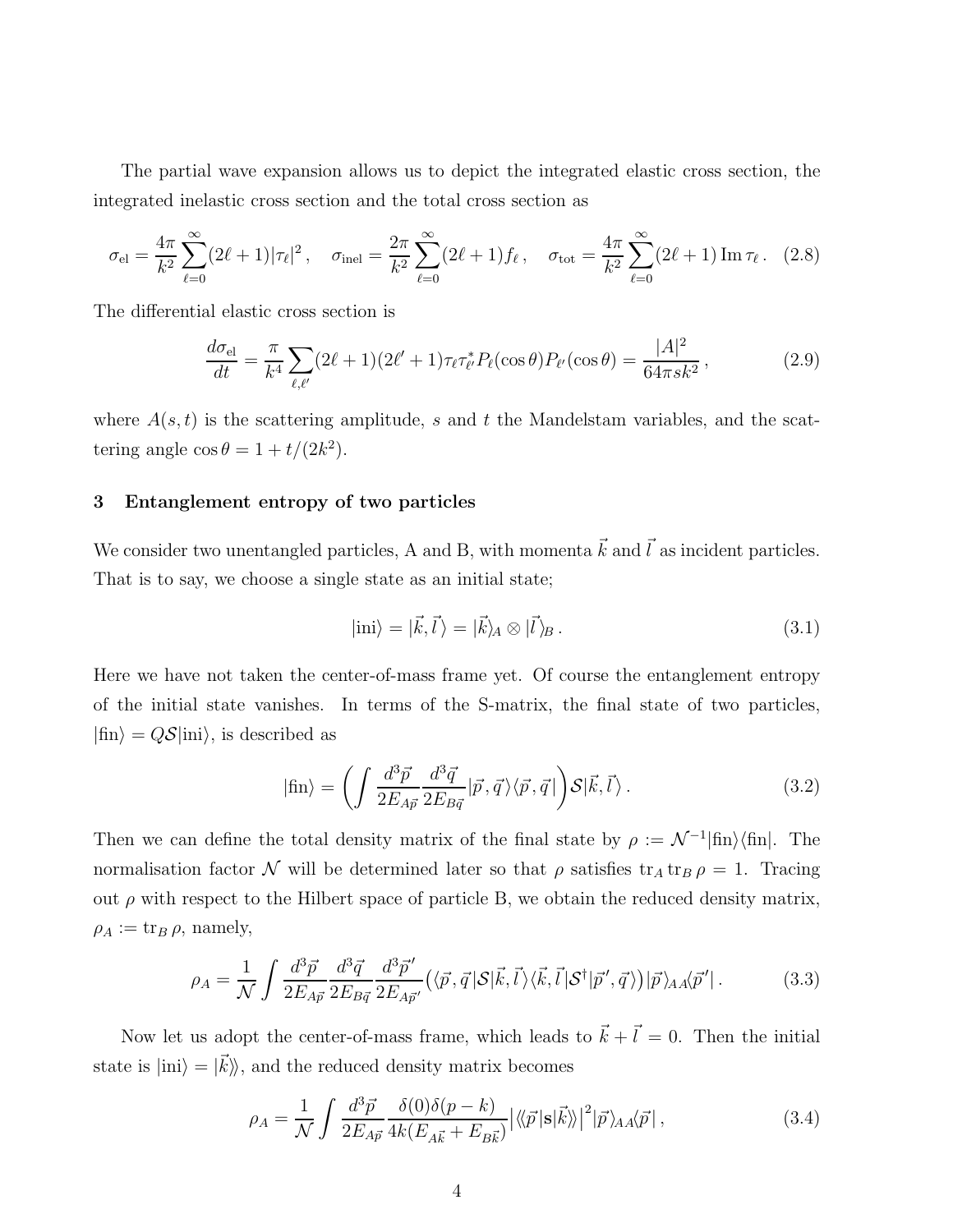The partial wave expansion allows us to depict the integrated elastic cross section, the integrated inelastic cross section and the total cross section as

$$\sigma_{\rm el} = \frac{4\pi}{k^2}\sum_{\ell=0}^{\infty}(2\ell+1)|\tau_\ell|^2\,, \quad \sigma_{\rm inel} = \frac{2\pi}{k^2}\sum_{\ell=0}^{\infty}(2\ell+1)f_\ell\,, \quad \sigma_{\rm tot} = \frac{4\pi}{k^2}\sum_{\ell=0}^{\infty}(2\ell+1)\,{\rm Im}\,\tau_\ell\,. \tag{2.8}$$

The differential elastic cross section is

$$\frac{d\sigma_{\rm el}}{dt} = \frac{\pi}{k^4}\sum_{\ell,\ell'}(2\ell+1)(2\ell'+1)\tau_\ell\tau_{\ell'}^* P_\ell(\cos\theta)P_{\ell'}(\cos\theta) = \frac{|A|^2}{64\pi s k^2}\,, \tag{2.9}$$

where $A(s,t)$ is the scattering amplitude, $s$ and $t$ the Mandelstam variables, and the scattering angle $\cos\theta = 1 + t/(2k^2)$.

## 3 Entanglement entropy of two particles

We consider two unentangled particles, A and B, with momenta $\vec{k}$ and $\vec{l}$ as incident particles. That is to say, we choose a single state as an initial state;

$$|{\rm ini}\rangle = |\vec{k},\vec{l}\,\rangle = |\vec{k}\rangle_A \otimes |\vec{l}\,\rangle_B\,. \tag{3.1}$$

Here we have not taken the center-of-mass frame yet. Of course the entanglement entropy of the initial state vanishes. In terms of the S-matrix, the final state of two particles, $|{\rm fin}\rangle = Q\mathcal{S}|{\rm ini}\rangle$, is described as

$$|{\rm fin}\rangle = \left(\int \frac{d^3\vec{p}}{2E_{A\vec{p}}}\frac{d^3\vec{q}}{2E_{B\vec{q}}}|\vec{p},\vec{q}\,\rangle\langle\vec{p},\vec{q}\,|\right)\mathcal{S}|\vec{k},\vec{l}\,\rangle\,. \tag{3.2}$$

Then we can define the total density matrix of the final state by $\rho := \mathcal{N}^{-1}|{\rm fin}\rangle\langle{\rm fin}|$. The normalisation factor $\mathcal{N}$ will be determined later so that $\rho$ satisfies ${\rm tr}_A\,{\rm tr}_B\,\rho = 1$. Tracing out $\rho$ with respect to the Hilbert space of particle B, we obtain the reduced density matrix, $\rho_A := {\rm tr}_B\,\rho$, namely,

$$\rho_A = \frac{1}{\mathcal{N}}\int \frac{d^3\vec{p}}{2E_{A\vec{p}}}\frac{d^3\vec{q}}{2E_{B\vec{q}}}\frac{d^3\vec{p}\,'}{2E_{A\vec{p}\,'}}\big(\langle\vec{p},\vec{q}\,|\mathcal{S}|\vec{k},\vec{l}\,\rangle\langle\vec{k},\vec{l}\,|\mathcal{S}^\dagger|\vec{p}\,',\vec{q}\,\rangle\big)|\vec{p}\,\rangle_{AA}\langle\vec{p}\,'|\,. \tag{3.3}$$

Now let us adopt the center-of-mass frame, which leads to $\vec{k}+\vec{l}=0$. Then the initial state is $|{\rm ini}\rangle = |\vec{k}\rangle\!\rangle$, and the reduced density matrix becomes

$$\rho_A = \frac{1}{\mathcal{N}}\int \frac{d^3\vec{p}}{2E_{A\vec{p}}}\frac{\delta(0)\delta(p-k)}{4k(E_{A\vec{k}}+E_{B\vec{k}})}\big|\langle\!\langle\vec{p}\,|\mathbf{s}|\vec{k}\rangle\!\rangle\big|^2|\vec{p}\,\rangle_{AA}\langle\vec{p}\,|\,, \tag{3.4}$$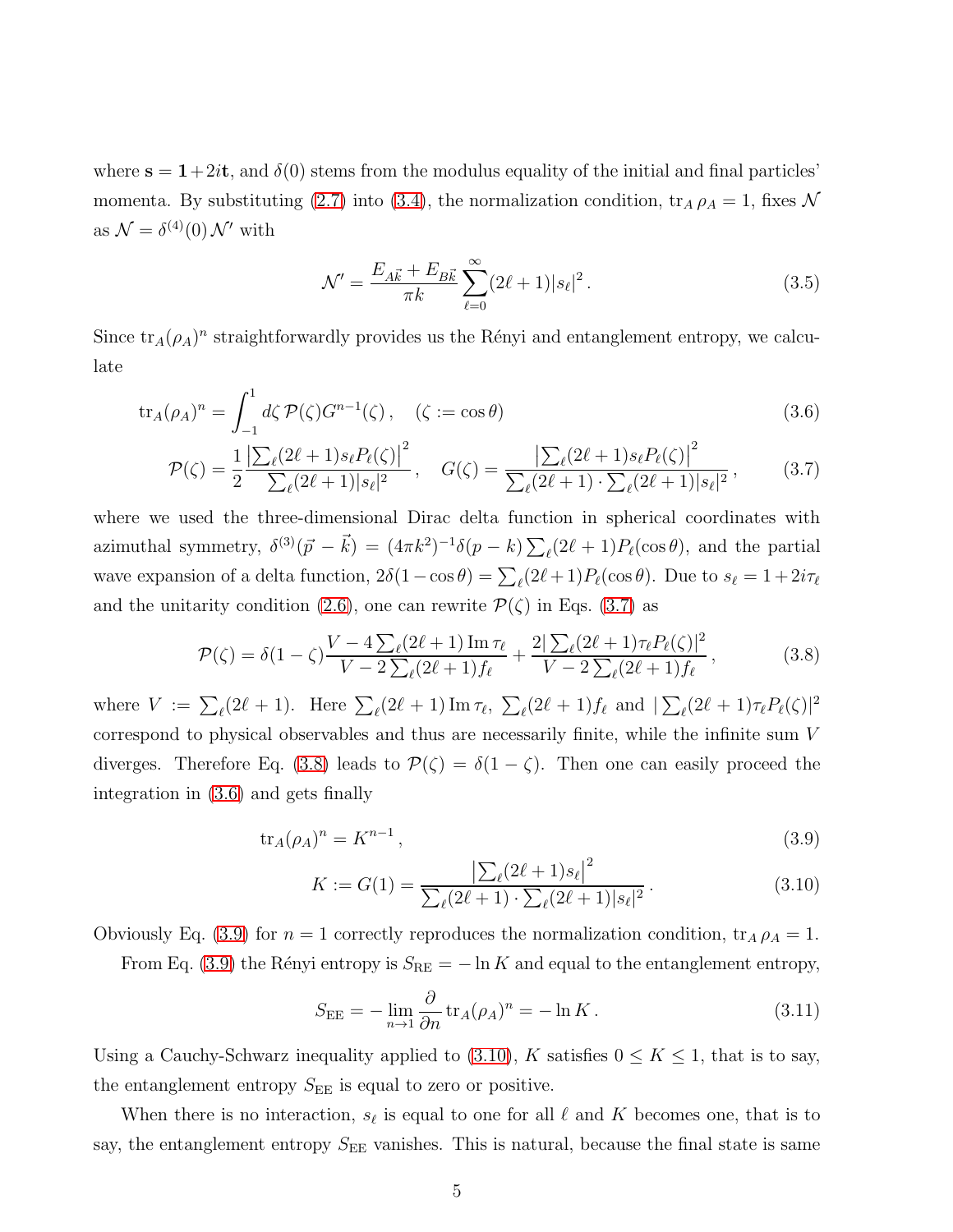where $\mathbf{s} = \mathbf{1} + 2i\mathbf{t}$, and $\delta(0)$ stems from the modulus equality of the initial and final particles' momenta. By substituting (2.7) into (3.4), the normalization condition, $\mathrm{tr}_A\, \rho_A = 1$, fixes $\mathcal{N}$ as $\mathcal{N} = \delta^{(4)}(0)\, \mathcal{N}'$ with

$$\mathcal{N}' = \frac{E_{A\vec{k}} + E_{B\vec{k}}}{\pi k} \sum_{\ell=0}^{\infty} (2\ell+1)|s_\ell|^2 \,. \tag{3.5}$$

Since $\mathrm{tr}_A(\rho_A)^n$ straightforwardly provides us the Rényi and entanglement entropy, we calculate

$$\mathrm{tr}_A(\rho_A)^n = \int_{-1}^{1} d\zeta\, \mathcal{P}(\zeta) G^{n-1}(\zeta)\,, \quad (\zeta := \cos\theta) \tag{3.6}$$

$$\mathcal{P}(\zeta) = \frac{1}{2} \frac{\left|\sum_\ell (2\ell+1) s_\ell P_\ell(\zeta)\right|^2}{\sum_\ell (2\ell+1)|s_\ell|^2}\,, \quad G(\zeta) = \frac{\left|\sum_\ell (2\ell+1) s_\ell P_\ell(\zeta)\right|^2}{\sum_\ell (2\ell+1) \cdot \sum_\ell (2\ell+1)|s_\ell|^2}\,, \tag{3.7}$$

where we used the three-dimensional Dirac delta function in spherical coordinates with azimuthal symmetry, $\delta^{(3)}(\vec{p} - \vec{k}) = (4\pi k^2)^{-1} \delta(p-k) \sum_\ell (2\ell+1) P_\ell(\cos\theta)$, and the partial wave expansion of a delta function, $2\delta(1 - \cos\theta) = \sum_\ell (2\ell+1) P_\ell(\cos\theta)$. Due to $s_\ell = 1 + 2i\tau_\ell$ and the unitarity condition (2.6), one can rewrite $\mathcal{P}(\zeta)$ in Eqs. (3.7) as

$$\mathcal{P}(\zeta) = \delta(1-\zeta) \frac{V - 4\sum_\ell (2\ell+1)\,\mathrm{Im}\,\tau_\ell}{V - 2\sum_\ell (2\ell+1) f_\ell} + \frac{2|\sum_\ell (2\ell+1)\tau_\ell P_\ell(\zeta)|^2}{V - 2\sum_\ell (2\ell+1) f_\ell}\,, \tag{3.8}$$

where $V := \sum_\ell (2\ell+1)$. Here $\sum_\ell (2\ell+1)\,\mathrm{Im}\,\tau_\ell$, $\sum_\ell (2\ell+1) f_\ell$ and $|\sum_\ell (2\ell+1)\tau_\ell P_\ell(\zeta)|^2$ correspond to physical observables and thus are necessarily finite, while the infinite sum $V$ diverges. Therefore Eq. (3.8) leads to $\mathcal{P}(\zeta) = \delta(1-\zeta)$. Then one can easily proceed the integration in (3.6) and gets finally

$$\mathrm{tr}_A(\rho_A)^n = K^{n-1}\,, \tag{3.9}$$

$$K := G(1) = \frac{\left|\sum_\ell (2\ell+1) s_\ell\right|^2}{\sum_\ell (2\ell+1) \cdot \sum_\ell (2\ell+1)|s_\ell|^2}\,. \tag{3.10}$$

Obviously Eq. (3.9) for $n = 1$ correctly reproduces the normalization condition, $\mathrm{tr}_A\, \rho_A = 1$.

From Eq. (3.9) the Rényi entropy is $S_{\mathrm{RE}} = -\ln K$ and equal to the entanglement entropy,

$$S_{\mathrm{EE}} = -\lim_{n\to 1} \frac{\partial}{\partial n} \mathrm{tr}_A(\rho_A)^n = -\ln K\,. \tag{3.11}$$

Using a Cauchy-Schwarz inequality applied to (3.10), $K$ satisfies $0 \le K \le 1$, that is to say, the entanglement entropy $S_{\mathrm{EE}}$ is equal to zero or positive.

When there is no interaction, $s_\ell$ is equal to one for all $\ell$ and $K$ becomes one, that is to say, the entanglement entropy $S_{\mathrm{EE}}$ vanishes. This is natural, because the final state is same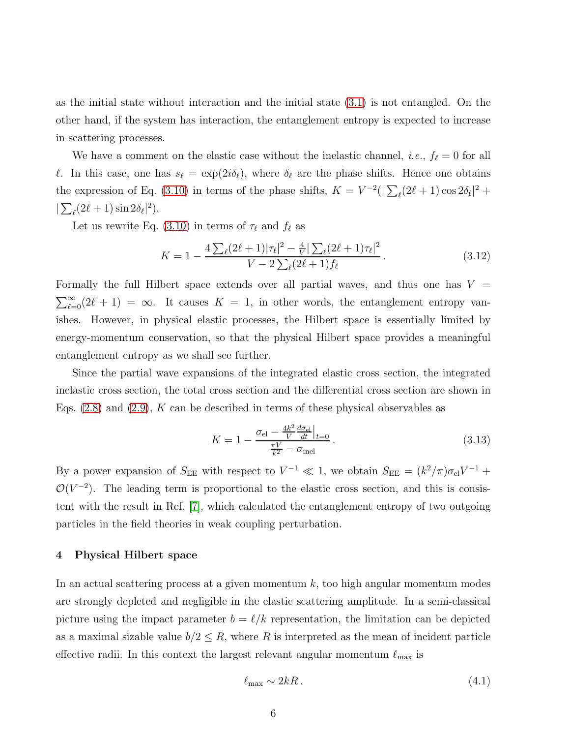as the initial state without interaction and the initial state (3.1) is not entangled. On the other hand, if the system has interaction, the entanglement entropy is expected to increase in scattering processes.

We have a comment on the elastic case without the inelastic channel, *i.e.*, $f_\ell = 0$ for all $\ell$. In this case, one has $s_\ell = \exp(2i\delta_\ell)$, where $\delta_\ell$ are the phase shifts. Hence one obtains the expression of Eq. (3.10) in terms of the phase shifts, $K = V^{-2}(|\sum_\ell(2\ell+1)\cos 2\delta_\ell|^2 + |\sum_\ell(2\ell+1)\sin 2\delta_\ell|^2)$.

Let us rewrite Eq. (3.10) in terms of $\tau_\ell$ and $f_\ell$ as

$$K = 1 - \frac{4\sum_\ell(2\ell+1)|\tau_\ell|^2 - \frac{4}{V}|\sum_\ell(2\ell+1)\tau_\ell|^2}{V - 2\sum_\ell(2\ell+1)f_\ell}\,. \tag{3.12}$$

Formally the full Hilbert space extends over all partial waves, and thus one has $V = \sum_{\ell=0}^{\infty}(2\ell+1) = \infty$. It causes $K = 1$, in other words, the entanglement entropy vanishes. However, in physical elastic processes, the Hilbert space is essentially limited by energy-momentum conservation, so that the physical Hilbert space provides a meaningful entanglement entropy as we shall see further.

Since the partial wave expansions of the integrated elastic cross section, the integrated inelastic cross section, the total cross section and the differential cross section are shown in Eqs. (2.8) and (2.9), $K$ can be described in terms of these physical observables as

$$K = 1 - \frac{\sigma_{\mathrm{el}} - \frac{4k^2}{V}\frac{d\sigma_{\mathrm{el}}}{dt}\Big|_{t=0}}{\frac{\pi V}{k^2} - \sigma_{\mathrm{inel}}}\,. \tag{3.13}$$

By a power expansion of $S_{\mathrm{EE}}$ with respect to $V^{-1} \ll 1$, we obtain $S_{\mathrm{EE}} = (k^2/\pi)\sigma_{\mathrm{el}}V^{-1} + \mathcal{O}(V^{-2})$. The leading term is proportional to the elastic cross section, and this is consistent with the result in Ref. [7], which calculated the entanglement entropy of two outgoing particles in the field theories in weak coupling perturbation.

## 4 Physical Hilbert space

In an actual scattering process at a given momentum $k$, too high angular momentum modes are strongly depleted and negligible in the elastic scattering amplitude. In a semi-classical picture using the impact parameter $b = \ell/k$ representation, the limitation can be depicted as a maximal sizable value $b/2 \le R$, where $R$ is interpreted as the mean of incident particle effective radii. In this context the largest relevant angular momentum $\ell_{\max}$ is

$$\ell_{\max} \sim 2kR\,. \tag{4.1}$$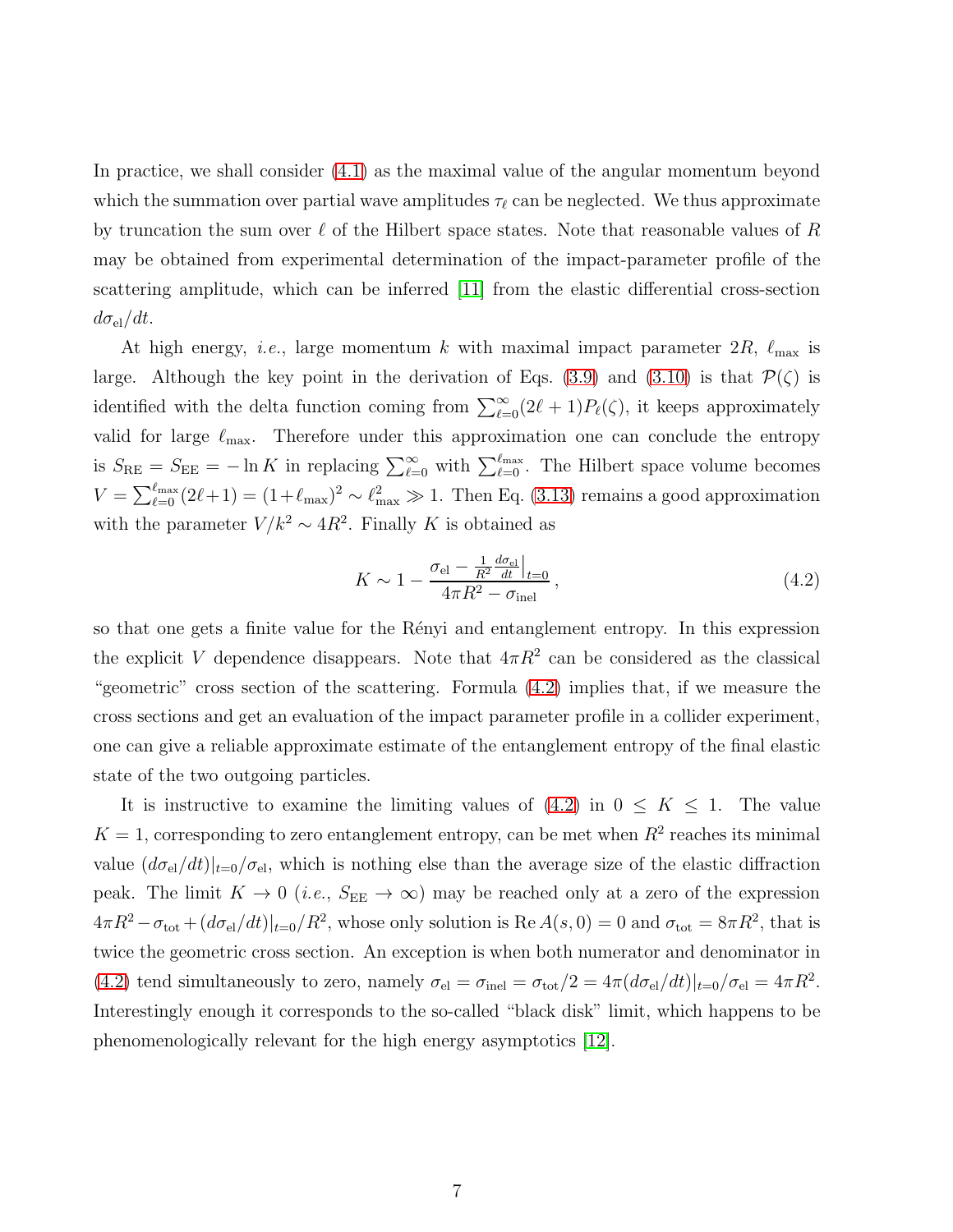In practice, we shall consider (4.1) as the maximal value of the angular momentum beyond which the summation over partial wave amplitudes $\tau_\ell$ can be neglected. We thus approximate by truncation the sum over $\ell$ of the Hilbert space states. Note that reasonable values of $R$ may be obtained from experimental determination of the impact-parameter profile of the scattering amplitude, which can be inferred [11] from the elastic differential cross-section $d\sigma_{\rm el}/dt$.

At high energy, *i.e.*, large momentum $k$ with maximal impact parameter $2R$, $\ell_{\rm max}$ is large. Although the key point in the derivation of Eqs. (3.9) and (3.10) is that $\mathcal{P}(\zeta)$ is identified with the delta function coming from $\sum_{\ell=0}^{\infty}(2\ell+1)P_\ell(\zeta)$, it keeps approximately valid for large $\ell_{\rm max}$. Therefore under this approximation one can conclude the entropy is $S_{\rm RE} = S_{\rm EE} = -\ln K$ in replacing $\sum_{\ell=0}^{\infty}$ with $\sum_{\ell=0}^{\ell_{\rm max}}$. The Hilbert space volume becomes $V = \sum_{\ell=0}^{\ell_{\rm max}}(2\ell+1) = (1+\ell_{\rm max})^2 \sim \ell_{\rm max}^2 \gg 1$. Then Eq. (3.13) remains a good approximation with the parameter $V/k^2 \sim 4R^2$. Finally $K$ is obtained as

$$K \sim 1 - \frac{\sigma_{\rm el} - \frac{1}{R^2}\frac{d\sigma_{\rm el}}{dt}\Big|_{t=0}}{4\pi R^2 - \sigma_{\rm inel}}\,, \tag{4.2}$$

so that one gets a finite value for the Rényi and entanglement entropy. In this expression the explicit $V$ dependence disappears. Note that $4\pi R^2$ can be considered as the classical "geometric" cross section of the scattering. Formula (4.2) implies that, if we measure the cross sections and get an evaluation of the impact parameter profile in a collider experiment, one can give a reliable approximate estimate of the entanglement entropy of the final elastic state of the two outgoing particles.

It is instructive to examine the limiting values of (4.2) in $0 \le K \le 1$. The value $K = 1$, corresponding to zero entanglement entropy, can be met when $R^2$ reaches its minimal value $(d\sigma_{\rm el}/dt)|_{t=0}/\sigma_{\rm el}$, which is nothing else than the average size of the elastic diffraction peak. The limit $K \to 0$ (*i.e.*, $S_{\rm EE} \to \infty$) may be reached only at a zero of the expression $4\pi R^2 - \sigma_{\rm tot} + (d\sigma_{\rm el}/dt)|_{t=0}/R^2$, whose only solution is $\mathrm{Re}\,A(s,0) = 0$ and $\sigma_{\rm tot} = 8\pi R^2$, that is twice the geometric cross section. An exception is when both numerator and denominator in (4.2) tend simultaneously to zero, namely $\sigma_{\rm el} = \sigma_{\rm inel} = \sigma_{\rm tot}/2 = 4\pi(d\sigma_{\rm el}/dt)|_{t=0}/\sigma_{\rm el} = 4\pi R^2$. Interestingly enough it corresponds to the so-called "black disk" limit, which happens to be phenomenologically relevant for the high energy asymptotics [12].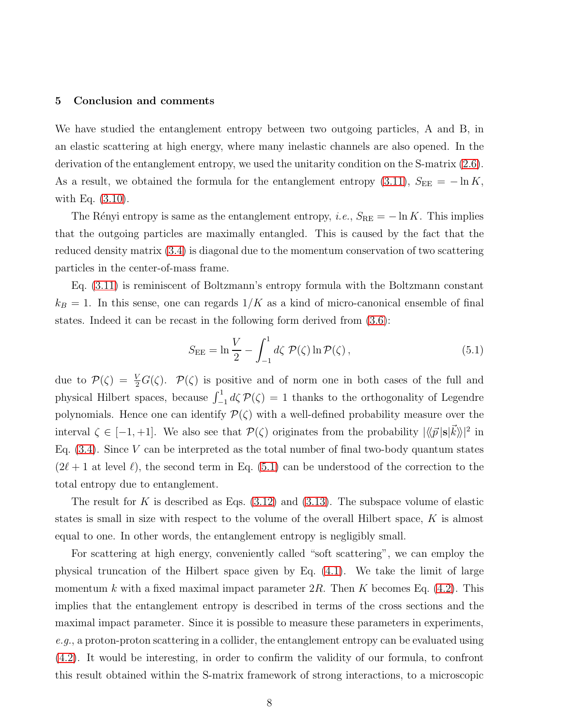## 5 Conclusion and comments

We have studied the entanglement entropy between two outgoing particles, A and B, in an elastic scattering at high energy, where many inelastic channels are also opened. In the derivation of the entanglement entropy, we used the unitarity condition on the S-matrix (2.6). As a result, we obtained the formula for the entanglement entropy (3.11), $S_{\rm EE} = -\ln K$, with Eq. (3.10).

The Rényi entropy is same as the entanglement entropy, *i.e.*, $S_{\rm RE} = -\ln K$. This implies that the outgoing particles are maximally entangled. This is caused by the fact that the reduced density matrix (3.4) is diagonal due to the momentum conservation of two scattering particles in the center-of-mass frame.

Eq. (3.11) is reminiscent of Boltzmann's entropy formula with the Boltzmann constant $k_B = 1$. In this sense, one can regards $1/K$ as a kind of micro-canonical ensemble of final states. Indeed it can be recast in the following form derived from (3.6):

$$S_{\rm EE} = \ln \frac{V}{2} - \int_{-1}^{1} d\zeta \; \mathcal{P}(\zeta) \ln \mathcal{P}(\zeta) \,, \tag{5.1}$$

due to $\mathcal{P}(\zeta) = \frac{V}{2} G(\zeta)$. $\mathcal{P}(\zeta)$ is positive and of norm one in both cases of the full and physical Hilbert spaces, because $\int_{-1}^{1} d\zeta \, \mathcal{P}(\zeta) = 1$ thanks to the orthogonality of Legendre polynomials. Hence one can identify $\mathcal{P}(\zeta)$ with a well-defined probability measure over the interval $\zeta \in [-1, +1]$. We also see that $\mathcal{P}(\zeta)$ originates from the probability $|\langle\langle \vec{p}|\mathbf{s}|\vec{k}\rangle\rangle|^2$ in Eq. (3.4). Since $V$ can be interpreted as the total number of final two-body quantum states ($2\ell + 1$ at level $\ell$), the second term in Eq. (5.1) can be understood of the correction to the total entropy due to entanglement.

The result for $K$ is described as Eqs. (3.12) and (3.13). The subspace volume of elastic states is small in size with respect to the volume of the overall Hilbert space, $K$ is almost equal to one. In other words, the entanglement entropy is negligibly small.

For scattering at high energy, conveniently called "soft scattering", we can employ the physical truncation of the Hilbert space given by Eq. (4.1). We take the limit of large momentum $k$ with a fixed maximal impact parameter $2R$. Then $K$ becomes Eq. (4.2). This implies that the entanglement entropy is described in terms of the cross sections and the maximal impact parameter. Since it is possible to measure these parameters in experiments, *e.g.*, a proton-proton scattering in a collider, the entanglement entropy can be evaluated using (4.2). It would be interesting, in order to confirm the validity of our formula, to confront this result obtained within the S-matrix framework of strong interactions, to a microscopic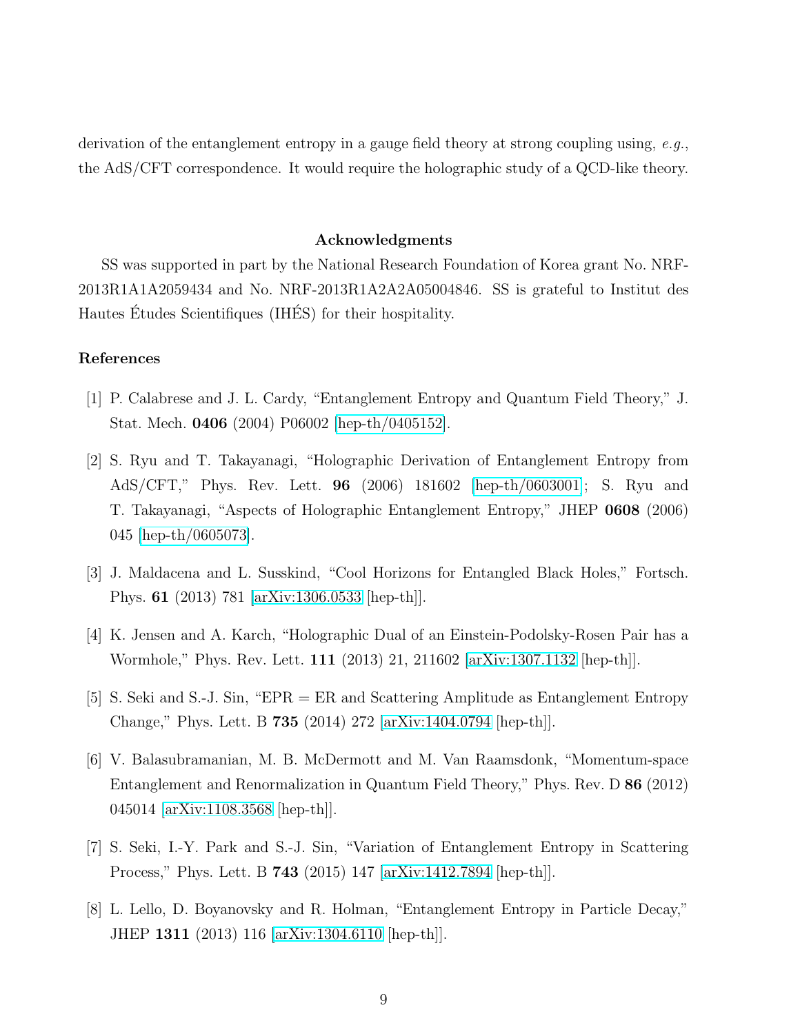derivation of the entanglement entropy in a gauge field theory at strong coupling using, *e.g.*, the AdS/CFT correspondence. It would require the holographic study of a QCD-like theory.

## Acknowledgments

SS was supported in part by the National Research Foundation of Korea grant No. NRF-2013R1A1A2059434 and No. NRF-2013R1A2A2A05004846. SS is grateful to Institut des Hautes Études Scientifiques (IHÉS) for their hospitality.

## References

[1] P. Calabrese and J. L. Cardy, "Entanglement Entropy and Quantum Field Theory," J. Stat. Mech. **0406** (2004) P06002 [hep-th/0405152].

[2] S. Ryu and T. Takayanagi, "Holographic Derivation of Entanglement Entropy from AdS/CFT," Phys. Rev. Lett. **96** (2006) 181602 [hep-th/0603001]; S. Ryu and T. Takayanagi, "Aspects of Holographic Entanglement Entropy," JHEP **0608** (2006) 045 [hep-th/0605073].

[3] J. Maldacena and L. Susskind, "Cool Horizons for Entangled Black Holes," Fortsch. Phys. **61** (2013) 781 [arXiv:1306.0533 [hep-th]].

[4] K. Jensen and A. Karch, "Holographic Dual of an Einstein-Podolsky-Rosen Pair has a Wormhole," Phys. Rev. Lett. **111** (2013) 21, 211602 [arXiv:1307.1132 [hep-th]].

[5] S. Seki and S.-J. Sin, "EPR = ER and Scattering Amplitude as Entanglement Entropy Change," Phys. Lett. B **735** (2014) 272 [arXiv:1404.0794 [hep-th]].

[6] V. Balasubramanian, M. B. McDermott and M. Van Raamsdonk, "Momentum-space Entanglement and Renormalization in Quantum Field Theory," Phys. Rev. D **86** (2012) 045014 [arXiv:1108.3568 [hep-th]].

[7] S. Seki, I.-Y. Park and S.-J. Sin, "Variation of Entanglement Entropy in Scattering Process," Phys. Lett. B **743** (2015) 147 [arXiv:1412.7894 [hep-th]].

[8] L. Lello, D. Boyanovsky and R. Holman, "Entanglement Entropy in Particle Decay," JHEP **1311** (2013) 116 [arXiv:1304.6110 [hep-th]].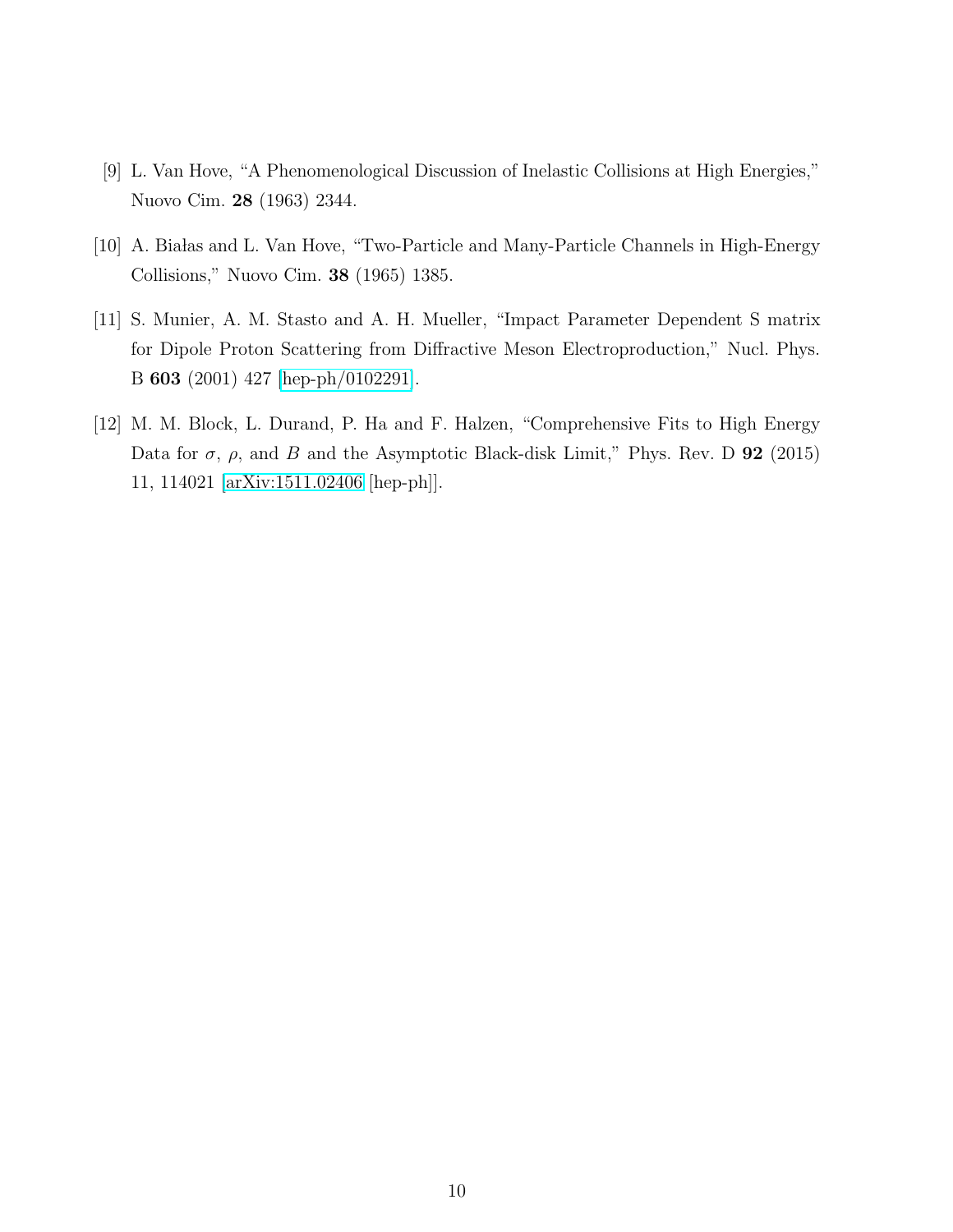[9] L. Van Hove, “A Phenomenological Discussion of Inelastic Collisions at High Energies,” Nuovo Cim. **28** (1963) 2344.

[10] A. Białas and L. Van Hove, “Two-Particle and Many-Particle Channels in High-Energy Collisions,” Nuovo Cim. **38** (1965) 1385.

[11] S. Munier, A. M. Stasto and A. H. Mueller, “Impact Parameter Dependent S matrix for Dipole Proton Scattering from Diffractive Meson Electroproduction,” Nucl. Phys. B **603** (2001) 427 [hep-ph/0102291].

[12] M. M. Block, L. Durand, P. Ha and F. Halzen, “Comprehensive Fits to High Energy Data for $\sigma$, $\rho$, and $B$ and the Asymptotic Black-disk Limit,” Phys. Rev. D **92** (2015) 11, 114021 [arXiv:1511.02406 [hep-ph]].